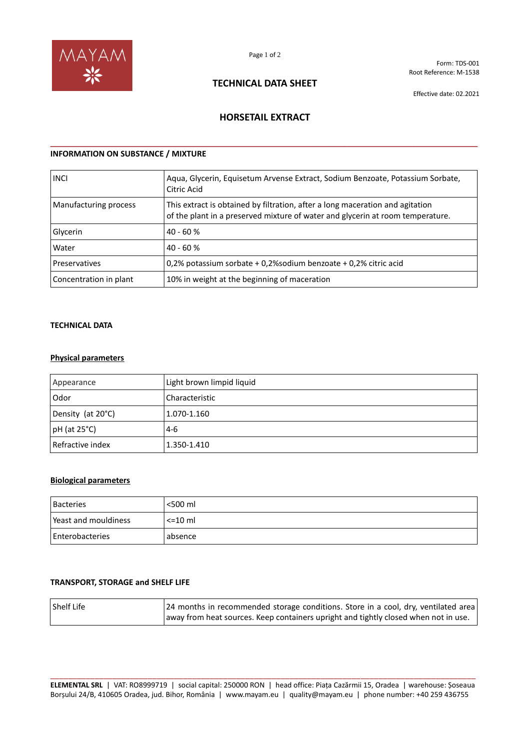Form: TDS-001
Root Reference: M-1538

# TECHNICAL DATA SHEET

Effective date: 02.2021

## HORSETAIL EXTRACT

### INFORMATION ON SUBSTANCE / MIXTURE

| | |
|---|---|
| INCI | Aqua, Glycerin, Equisetum Arvense Extract, Sodium Benzoate, Potassium Sorbate, Citric Acid |
| Manufacturing process | This extract is obtained by filtration, after a long maceration and agitation of the plant in a preserved mixture of water and glycerin at room temperature. |
| Glycerin | 40 - 60 % |
| Water | 40 - 60 % |
| Preservatives | 0,2% potassium sorbate + 0,2%sodium benzoate + 0,2% citric acid |
| Concentration in plant | 10% in weight at the beginning of maceration |

### TECHNICAL DATA

**Physical parameters**

| | |
|---|---|
| Appearance | Light brown limpid liquid |
| Odor | Characteristic |
| Density (at 20°C) | 1.070-1.160 |
| pH (at 25°C) | 4-6 |
| Refractive index | 1.350-1.410 |

**Biological parameters**

| | |
|---|---|
| Bacteries | <500 ml |
| Yeast and mouldiness | <=10 ml |
| Enterobacteries | absence |

### TRANSPORT, STORAGE and SHELF LIFE

| | |
|---|---|
| Shelf Life | 24 months in recommended storage conditions. Store in a cool, dry, ventilated area away from heat sources. Keep containers upright and tightly closed when not in use. |

**ELEMENTAL SRL** | VAT: RO8999719 | social capital: 250000 RON | head office: Piața Cazărmii 15, Oradea | warehouse: Șoseaua Borșului 24/B, 410605 Oradea, jud. Bihor, România | www.mayam.eu | quality@mayam.eu | phone number: +40 259 436755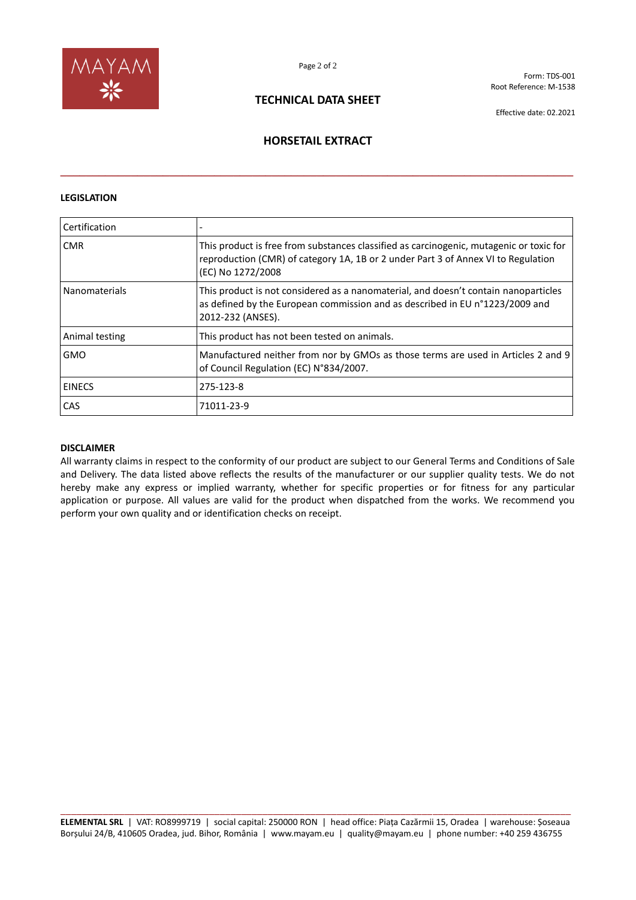## LEGISLATION

| | |
|---|---|
| Certification | - |
| CMR | This product is free from substances classified as carcinogenic, mutagenic or toxic for reproduction (CMR) of category 1A, 1B or 2 under Part 3 of Annex VI to Regulation (EC) No 1272/2008 |
| Nanomaterials | This product is not considered as a nanomaterial, and doesn't contain nanoparticles as defined by the European commission and as described in EU n°1223/2009 and 2012-232 (ANSES). |
| Animal testing | This product has not been tested on animals. |
| GMO | Manufactured neither from nor by GMOs as those terms are used in Articles 2 and 9 of Council Regulation (EC) N°834/2007. |
| EINECS | 275-123-8 |
| CAS | 71011-23-9 |

## DISCLAIMER

All warranty claims in respect to the conformity of our product are subject to our General Terms and Conditions of Sale and Delivery. The data listed above reflects the results of the manufacturer or our supplier quality tests. We do not hereby make any express or implied warranty, whether for specific properties or for fitness for any particular application or purpose. All values are valid for the product when dispatched from the works. We recommend you perform your own quality and or identification checks on receipt.